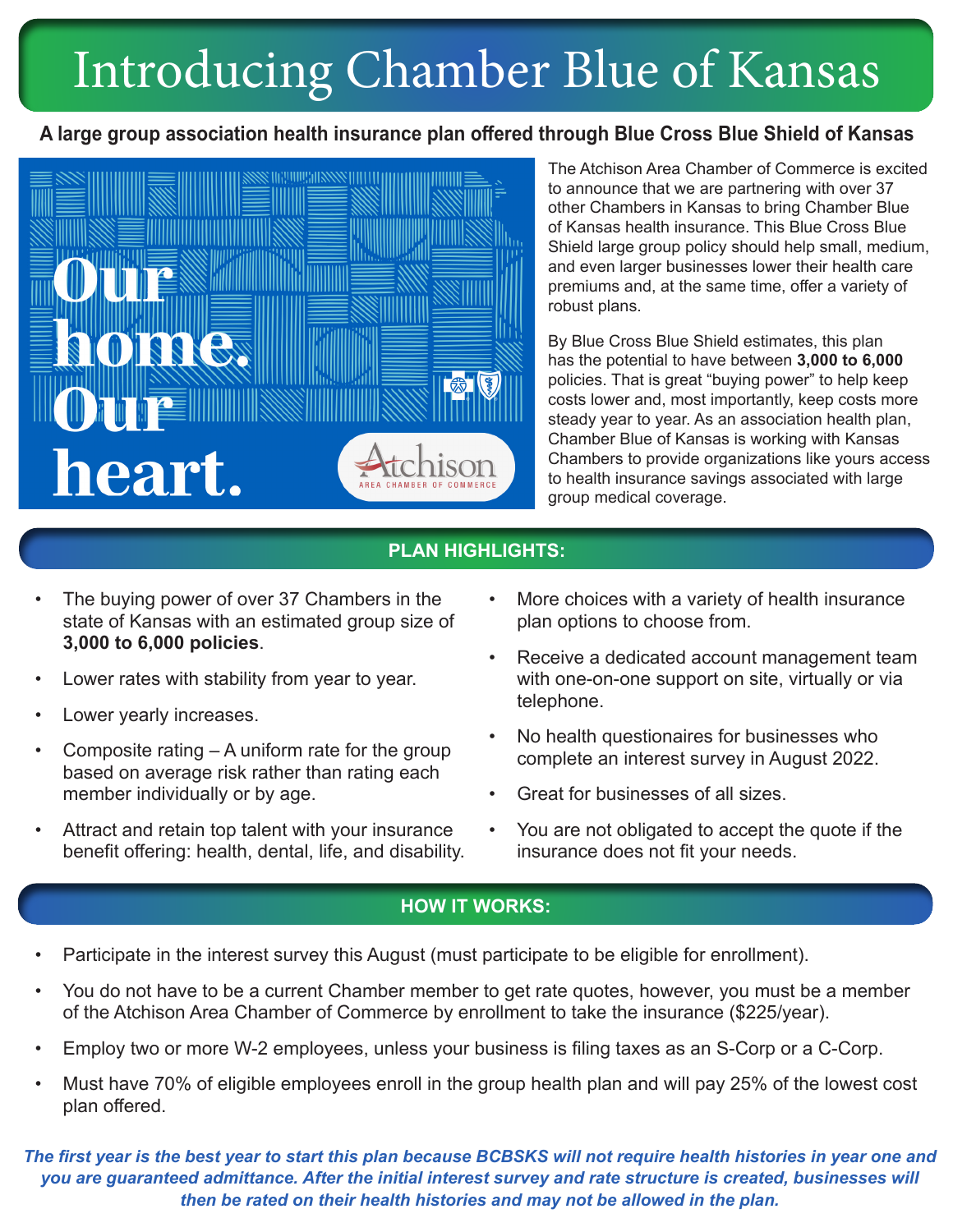# Introducing Chamber Blue of Kansas

**A large group association health insurance plan offered through Blue Cross Blue Shield of Kansas**

Our home. Our heart.

Atchison AREA CHAMBER OF COMMERCE

The Atchison Area Chamber of Commerce is excited to announce that we are partnering with over 37 other Chambers in Kansas to bring Chamber Blue of Kansas health insurance. This Blue Cross Blue Shield large group policy should help small, medium, and even larger businesses lower their health care premiums and, at the same time, offer a variety of robust plans.

By Blue Cross Blue Shield estimates, this plan has the potential to have between **3,000 to 6,000** policies. That is great "buying power" to help keep costs lower and, most importantly, keep costs more steady year to year. As an association health plan, Chamber Blue of Kansas is working with Kansas Chambers to provide organizations like yours access to health insurance savings associated with large group medical coverage.

## PLAN HIGHLIGHTS:

- The buying power of over 37 Chambers in the state of Kansas with an estimated group size of **3,000 to 6,000 policies**.
- Lower rates with stability from year to year.
- Lower yearly increases.
- Composite rating – A uniform rate for the group based on average risk rather than rating each member individually or by age.
- Attract and retain top talent with your insurance benefit offering: health, dental, life, and disability.
- More choices with a variety of health insurance plan options to choose from.
- Receive a dedicated account management team with one-on-one support on site, virtually or via telephone.
- No health questionaires for businesses who complete an interest survey in August 2022.
- Great for businesses of all sizes.
- You are not obligated to accept the quote if the insurance does not fit your needs.

## HOW IT WORKS:

- Participate in the interest survey this August (must participate to be eligible for enrollment).
- You do not have to be a current Chamber member to get rate quotes, however, you must be a member of the Atchison Area Chamber of Commerce by enrollment to take the insurance ($225/year).
- Employ two or more W-2 employees, unless your business is filing taxes as an S-Corp or a C-Corp.
- Must have 70% of eligible employees enroll in the group health plan and will pay 25% of the lowest cost plan offered.

***The first year is the best year to start this plan because BCBSKS will not require health histories in year one and you are guaranteed admittance. After the initial interest survey and rate structure is created, businesses will then be rated on their health histories and may not be allowed in the plan.***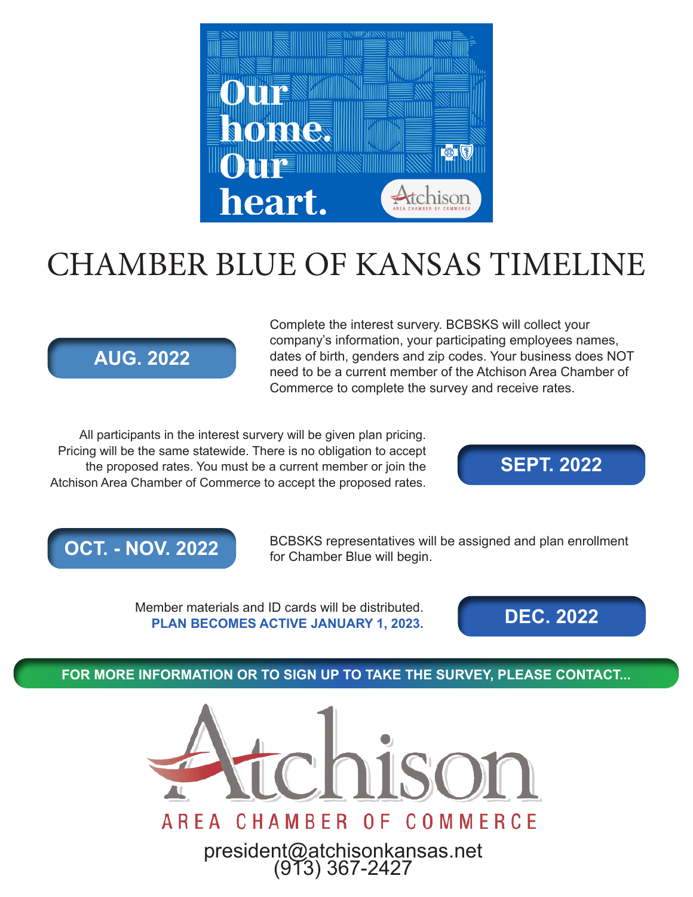Our home. Our heart.

# CHAMBER BLUE OF KANSAS TIMELINE

**AUG. 2022**

Complete the interest survery. BCBSKS will collect your company's information, your participating employees names, dates of birth, genders and zip codes. Your business does NOT need to be a current member of the Atchison Area Chamber of Commerce to complete the survey and receive rates.

**SEPT. 2022**

All participants in the interest survery will be given plan pricing. Pricing will be the same statewide. There is no obligation to accept the proposed rates. You must be a current member or join the Atchison Area Chamber of Commerce to accept the proposed rates.

**OCT. - NOV. 2022**

BCBSKS representatives will be assigned and plan enrollment for Chamber Blue will begin.

**DEC. 2022**

Member materials and ID cards will be distributed.
**PLAN BECOMES ACTIVE JANUARY 1, 2023.**

**FOR MORE INFORMATION OR TO SIGN UP TO TAKE THE SURVEY, PLEASE CONTACT...**

Atchison
AREA CHAMBER OF COMMERCE

president@atchisonkansas.net
(913) 367-2427